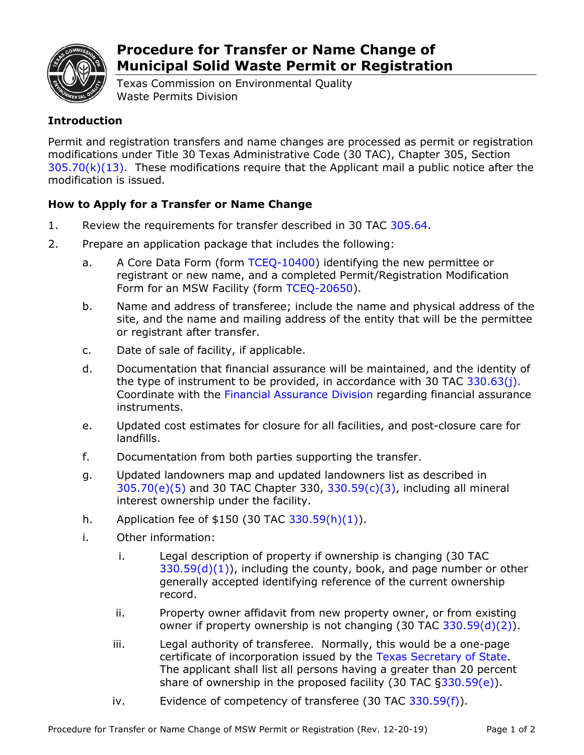# Procedure for Transfer or Name Change of Municipal Solid Waste Permit or Registration

Texas Commission on Environmental Quality
Waste Permits Division

## Introduction

Permit and registration transfers and name changes are processed as permit or registration modifications under Title 30 Texas Administrative Code (30 TAC), Chapter 305, Section 305.70(k)(13). These modifications require that the Applicant mail a public notice after the modification is issued.

## How to Apply for a Transfer or Name Change

1. Review the requirements for transfer described in 30 TAC 305.64.
2. Prepare an application package that includes the following:
   a. A Core Data Form (form TCEQ-10400) identifying the new permittee or registrant or new name, and a completed Permit/Registration Modification Form for an MSW Facility (form TCEQ-20650).
   b. Name and address of transferee; include the name and physical address of the site, and the name and mailing address of the entity that will be the permittee or registrant after transfer.
   c. Date of sale of facility, if applicable.
   d. Documentation that financial assurance will be maintained, and the identity of the type of instrument to be provided, in accordance with 30 TAC 330.63(j). Coordinate with the Financial Assurance Division regarding financial assurance instruments.
   e. Updated cost estimates for closure for all facilities, and post-closure care for landfills.
   f. Documentation from both parties supporting the transfer.
   g. Updated landowners map and updated landowners list as described in 305.70(e)(5) and 30 TAC Chapter 330, 330.59(c)(3), including all mineral interest ownership under the facility.
   h. Application fee of $150 (30 TAC 330.59(h)(1)).
   i. Other information:
      i. Legal description of property if ownership is changing (30 TAC 330.59(d)(1)), including the county, book, and page number or other generally accepted identifying reference of the current ownership record.
      ii. Property owner affidavit from new property owner, or from existing owner if property ownership is not changing (30 TAC 330.59(d)(2)).
      iii. Legal authority of transferee. Normally, this would be a one-page certificate of incorporation issued by the Texas Secretary of State. The applicant shall list all persons having a greater than 20 percent share of ownership in the proposed facility (30 TAC §330.59(e)).
      iv. Evidence of competency of transferee (30 TAC 330.59(f)).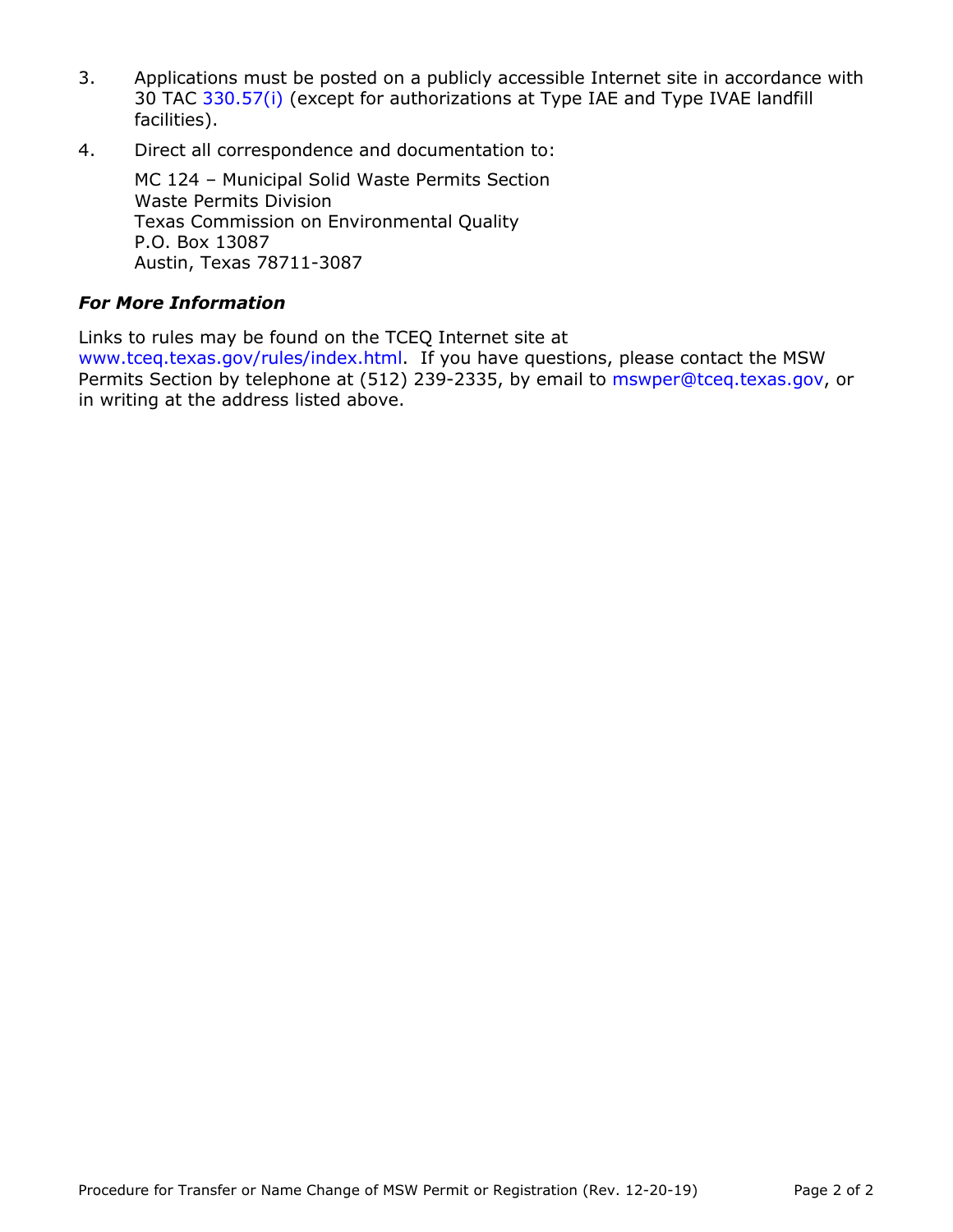3. Applications must be posted on a publicly accessible Internet site in accordance with 30 TAC 330.57(i) (except for authorizations at Type IAE and Type IVAE landfill facilities).

4. Direct all correspondence and documentation to:

   MC 124 – Municipal Solid Waste Permits Section
   Waste Permits Division
   Texas Commission on Environmental Quality
   P.O. Box 13087
   Austin, Texas 78711-3087

### *For More Information*

Links to rules may be found on the TCEQ Internet site at www.tceq.texas.gov/rules/index.html. If you have questions, please contact the MSW Permits Section by telephone at (512) 239-2335, by email to mswper@tceq.texas.gov, or in writing at the address listed above.